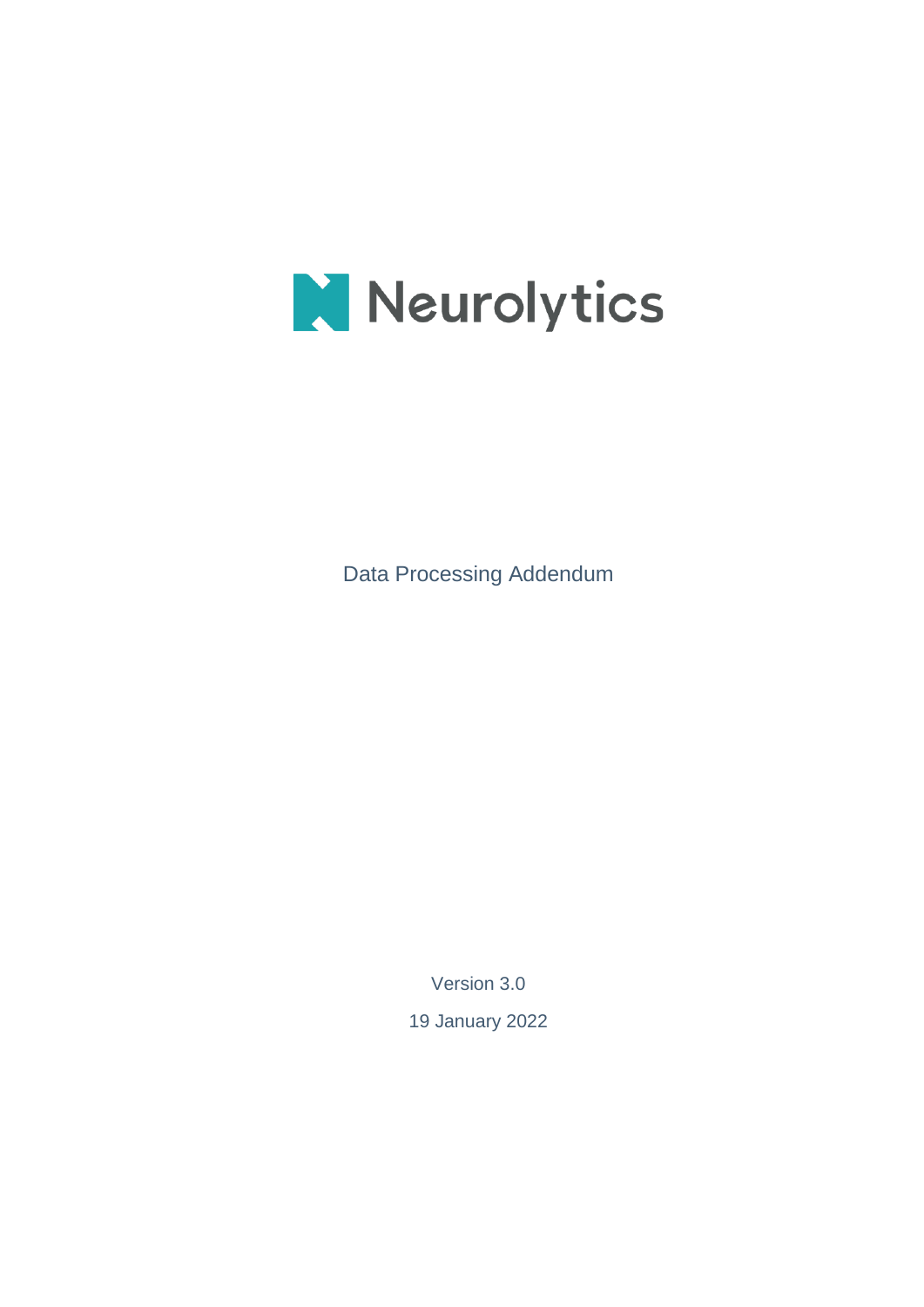# Neurolytics

Data Processing Addendum

Version 3.0

19 January 2022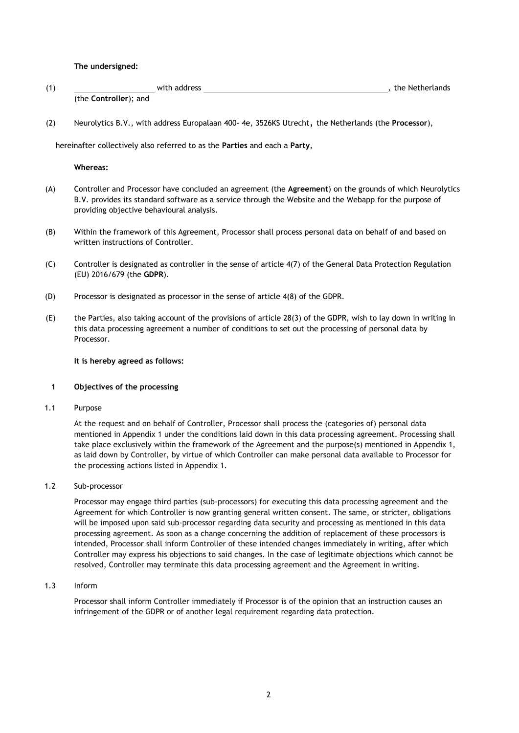**The undersigned:**

(1) \_\_\_\_\_\_\_\_\_\_\_\_\_\_\_\_\_\_ with address \_\_\_\_\_\_\_\_\_\_\_\_\_\_\_\_\_\_\_\_\_\_\_\_\_\_\_\_\_\_\_\_\_\_\_\_\_\_\_\_\_\_, the Netherlands (the **Controller**); and

(2) Neurolytics B.V., with address Europalaan 400- 4e, 3526KS Utrecht, the Netherlands (the **Processor**),

hereinafter collectively also referred to as the **Parties** and each a **Party**,

**Whereas:**

(A) Controller and Processor have concluded an agreement (the **Agreement**) on the grounds of which Neurolytics B.V. provides its standard software as a service through the Website and the Webapp for the purpose of providing objective behavioural analysis.

(B) Within the framework of this Agreement, Processor shall process personal data on behalf of and based on written instructions of Controller.

(C) Controller is designated as controller in the sense of article 4(7) of the General Data Protection Regulation (EU) 2016/679 (the **GDPR**).

(D) Processor is designated as processor in the sense of article 4(8) of the GDPR.

(E) the Parties, also taking account of the provisions of article 28(3) of the GDPR, wish to lay down in writing in this data processing agreement a number of conditions to set out the processing of personal data by Processor.

**It is hereby agreed as follows:**

## 1 Objectives of the processing

### 1.1 Purpose

At the request and on behalf of Controller, Processor shall process the (categories of) personal data mentioned in Appendix 1 under the conditions laid down in this data processing agreement. Processing shall take place exclusively within the framework of the Agreement and the purpose(s) mentioned in Appendix 1, as laid down by Controller, by virtue of which Controller can make personal data available to Processor for the processing actions listed in Appendix 1.

### 1.2 Sub-processor

Processor may engage third parties (sub-processors) for executing this data processing agreement and the Agreement for which Controller is now granting general written consent. The same, or stricter, obligations will be imposed upon said sub-processor regarding data security and processing as mentioned in this data processing agreement. As soon as a change concerning the addition of replacement of these processors is intended, Processor shall inform Controller of these intended changes immediately in writing, after which Controller may express his objections to said changes. In the case of legitimate objections which cannot be resolved, Controller may terminate this data processing agreement and the Agreement in writing.

### 1.3 Inform

Processor shall inform Controller immediately if Processor is of the opinion that an instruction causes an infringement of the GDPR or of another legal requirement regarding data protection.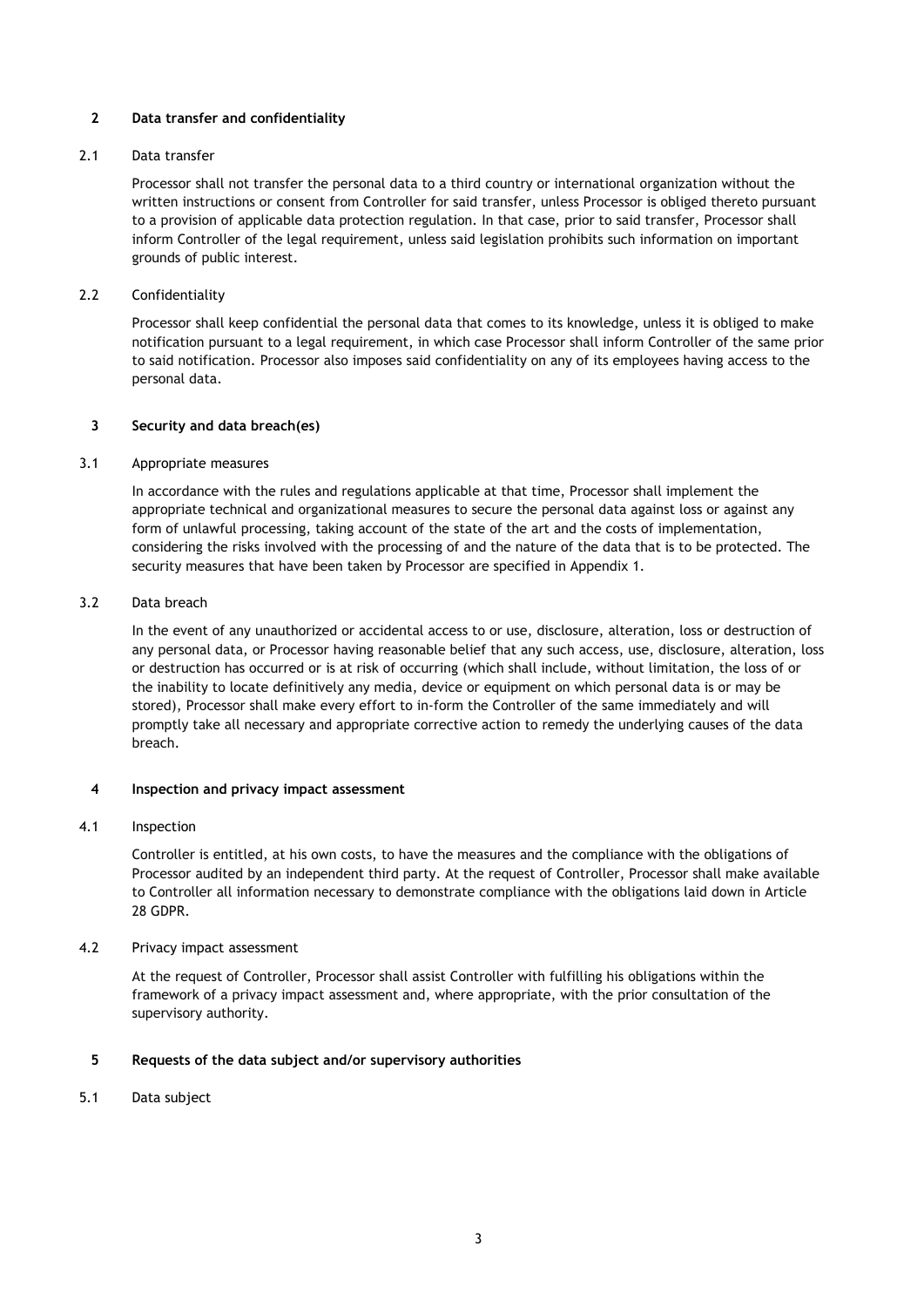## 2 Data transfer and confidentiality

### 2.1 Data transfer

Processor shall not transfer the personal data to a third country or international organization without the written instructions or consent from Controller for said transfer, unless Processor is obliged thereto pursuant to a provision of applicable data protection regulation. In that case, prior to said transfer, Processor shall inform Controller of the legal requirement, unless said legislation prohibits such information on important grounds of public interest.

### 2.2 Confidentiality

Processor shall keep confidential the personal data that comes to its knowledge, unless it is obliged to make notification pursuant to a legal requirement, in which case Processor shall inform Controller of the same prior to said notification. Processor also imposes said confidentiality on any of its employees having access to the personal data.

## 3 Security and data breach(es)

### 3.1 Appropriate measures

In accordance with the rules and regulations applicable at that time, Processor shall implement the appropriate technical and organizational measures to secure the personal data against loss or against any form of unlawful processing, taking account of the state of the art and the costs of implementation, considering the risks involved with the processing of and the nature of the data that is to be protected. The security measures that have been taken by Processor are specified in Appendix 1.

### 3.2 Data breach

In the event of any unauthorized or accidental access to or use, disclosure, alteration, loss or destruction of any personal data, or Processor having reasonable belief that any such access, use, disclosure, alteration, loss or destruction has occurred or is at risk of occurring (which shall include, without limitation, the loss of or the inability to locate definitively any media, device or equipment on which personal data is or may be stored), Processor shall make every effort to in-form the Controller of the same immediately and will promptly take all necessary and appropriate corrective action to remedy the underlying causes of the data breach.

## 4 Inspection and privacy impact assessment

### 4.1 Inspection

Controller is entitled, at his own costs, to have the measures and the compliance with the obligations of Processor audited by an independent third party. At the request of Controller, Processor shall make available to Controller all information necessary to demonstrate compliance with the obligations laid down in Article 28 GDPR.

### 4.2 Privacy impact assessment

At the request of Controller, Processor shall assist Controller with fulfilling his obligations within the framework of a privacy impact assessment and, where appropriate, with the prior consultation of the supervisory authority.

## 5 Requests of the data subject and/or supervisory authorities

### 5.1 Data subject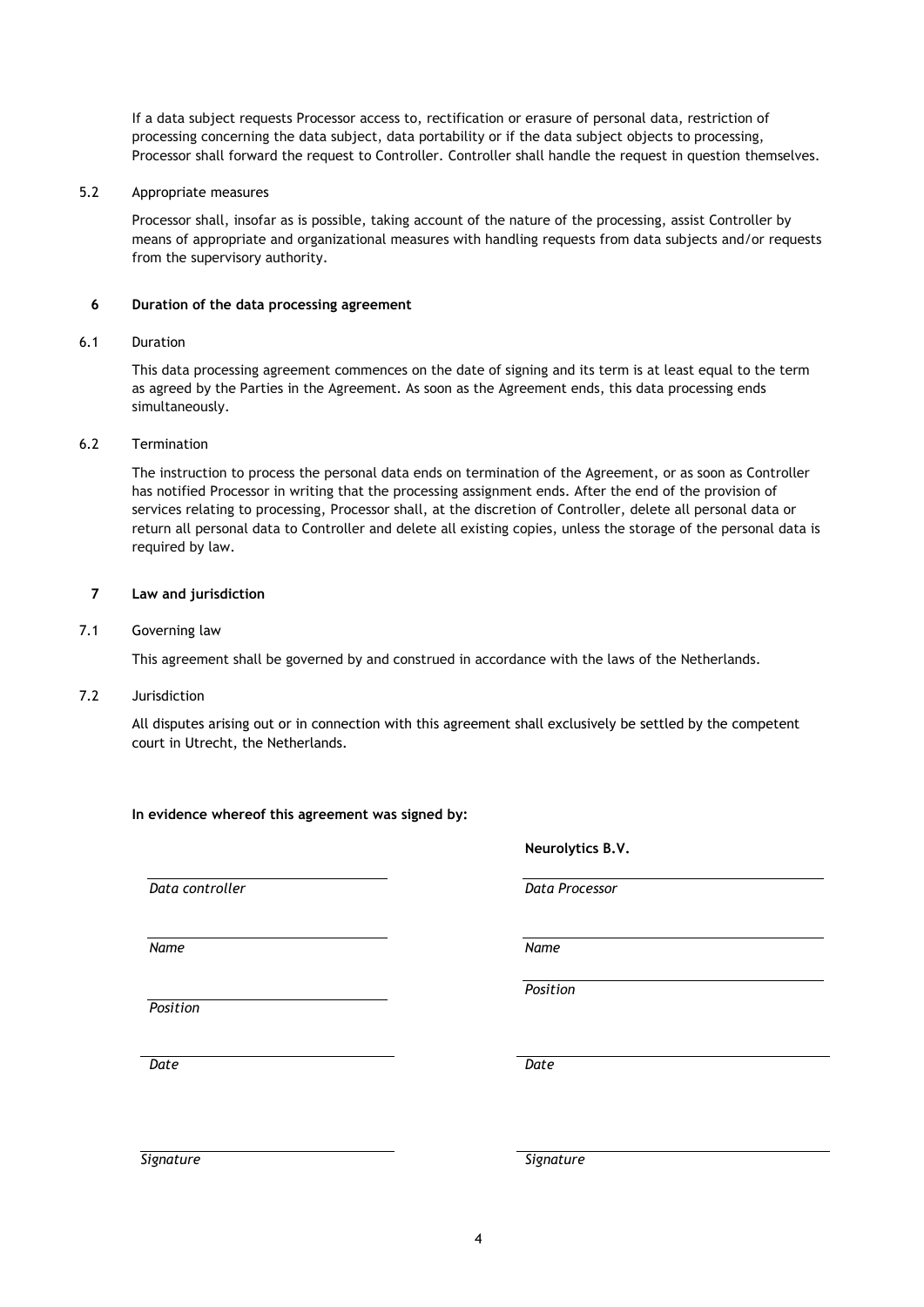If a data subject requests Processor access to, rectification or erasure of personal data, restriction of processing concerning the data subject, data portability or if the data subject objects to processing, Processor shall forward the request to Controller. Controller shall handle the request in question themselves.

### 5.2 Appropriate measures

Processor shall, insofar as is possible, taking account of the nature of the processing, assist Controller by means of appropriate and organizational measures with handling requests from data subjects and/or requests from the supervisory authority.

## 6 Duration of the data processing agreement

### 6.1 Duration

This data processing agreement commences on the date of signing and its term is at least equal to the term as agreed by the Parties in the Agreement. As soon as the Agreement ends, this data processing ends simultaneously.

### 6.2 Termination

The instruction to process the personal data ends on termination of the Agreement, or as soon as Controller has notified Processor in writing that the processing assignment ends. After the end of the provision of services relating to processing, Processor shall, at the discretion of Controller, delete all personal data or return all personal data to Controller and delete all existing copies, unless the storage of the personal data is required by law.

## 7 Law and jurisdiction

### 7.1 Governing law

This agreement shall be governed by and construed in accordance with the laws of the Netherlands.

### 7.2 Jurisdiction

All disputes arising out or in connection with this agreement shall exclusively be settled by the competent court in Utrecht, the Netherlands.

**In evidence whereof this agreement was signed by:**

| | **Neurolytics B.V.** |
|---|---|
| *Data controller* | *Data Processor* |
| *Name* | *Name* |
| *Position* | *Position* |
| *Date* | *Date* |
| *Signature* | *Signature* |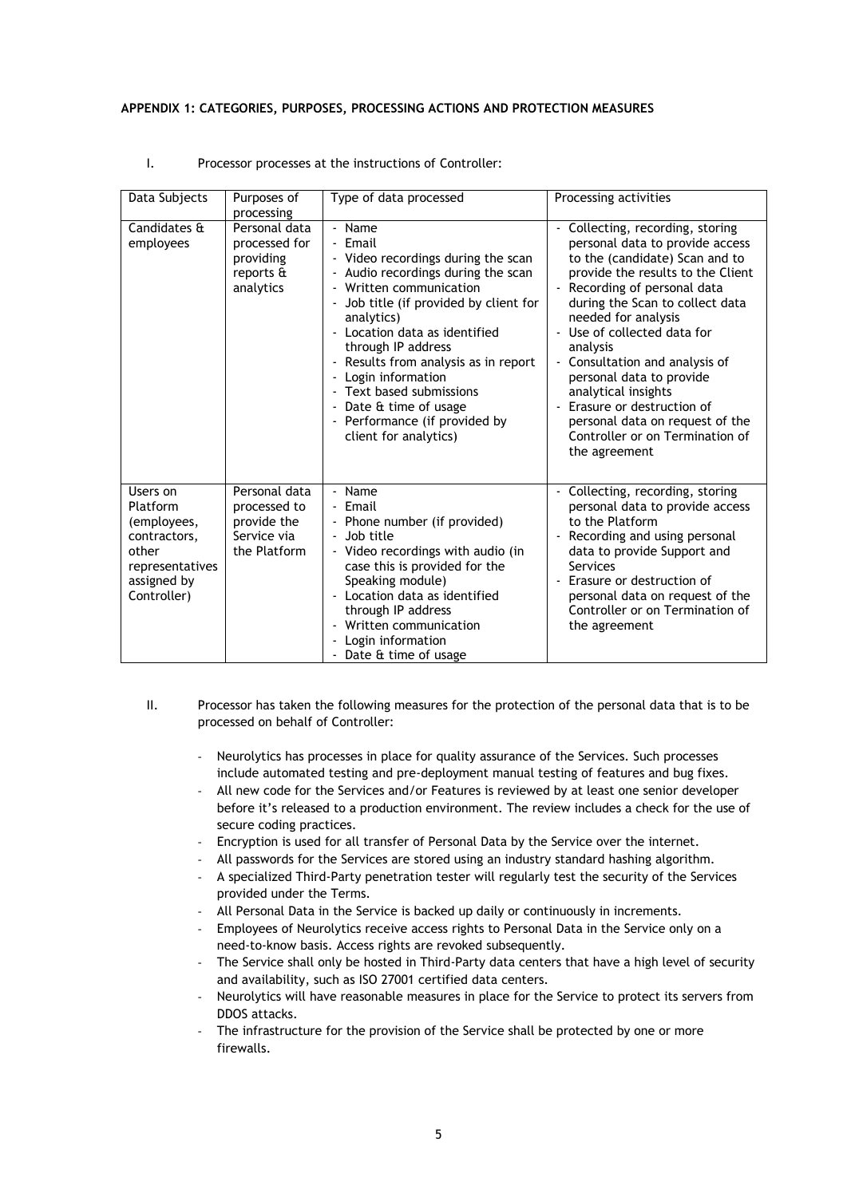**APPENDIX 1: CATEGORIES, PURPOSES, PROCESSING ACTIONS AND PROTECTION MEASURES**

I. Processor processes at the instructions of Controller:

| Data Subjects | Purposes of processing | Type of data processed | Processing activities |
|---|---|---|---|
| Candidates & employees | Personal data processed for providing reports & analytics | - Name<br>- Email<br>- Video recordings during the scan<br>- Audio recordings during the scan<br>- Written communication<br>- Job title (if provided by client for analytics)<br>- Location data as identified through IP address<br>- Results from analysis as in report<br>- Login information<br>- Text based submissions<br>- Date & time of usage<br>- Performance (if provided by client for analytics) | - Collecting, recording, storing personal data to provide access to the (candidate) Scan and to provide the results to the Client<br>- Recording of personal data during the Scan to collect data needed for analysis<br>- Use of collected data for analysis<br>- Consultation and analysis of personal data to provide analytical insights<br>- Erasure or destruction of personal data on request of the Controller or on Termination of the agreement |
| Users on Platform (employees, contractors, other representatives assigned by Controller) | Personal data processed to provide the Service via the Platform | - Name<br>- Email<br>- Phone number (if provided)<br>- Job title<br>- Video recordings with audio (in case this is provided for the Speaking module)<br>- Location data as identified through IP address<br>- Written communication<br>- Login information<br>- Date & time of usage | - Collecting, recording, storing personal data to provide access to the Platform<br>- Recording and using personal data to provide Support and Services<br>- Erasure or destruction of personal data on request of the Controller or on Termination of the agreement |

II. Processor has taken the following measures for the protection of the personal data that is to be processed on behalf of Controller:

- Neurolytics has processes in place for quality assurance of the Services. Such processes include automated testing and pre-deployment manual testing of features and bug fixes.
- All new code for the Services and/or Features is reviewed by at least one senior developer before it's released to a production environment. The review includes a check for the use of secure coding practices.
- Encryption is used for all transfer of Personal Data by the Service over the internet.
- All passwords for the Services are stored using an industry standard hashing algorithm.
- A specialized Third-Party penetration tester will regularly test the security of the Services provided under the Terms.
- All Personal Data in the Service is backed up daily or continuously in increments.
- Employees of Neurolytics receive access rights to Personal Data in the Service only on a need-to-know basis. Access rights are revoked subsequently.
- The Service shall only be hosted in Third-Party data centers that have a high level of security and availability, such as ISO 27001 certified data centers.
- Neurolytics will have reasonable measures in place for the Service to protect its servers from DDOS attacks.
- The infrastructure for the provision of the Service shall be protected by one or more firewalls.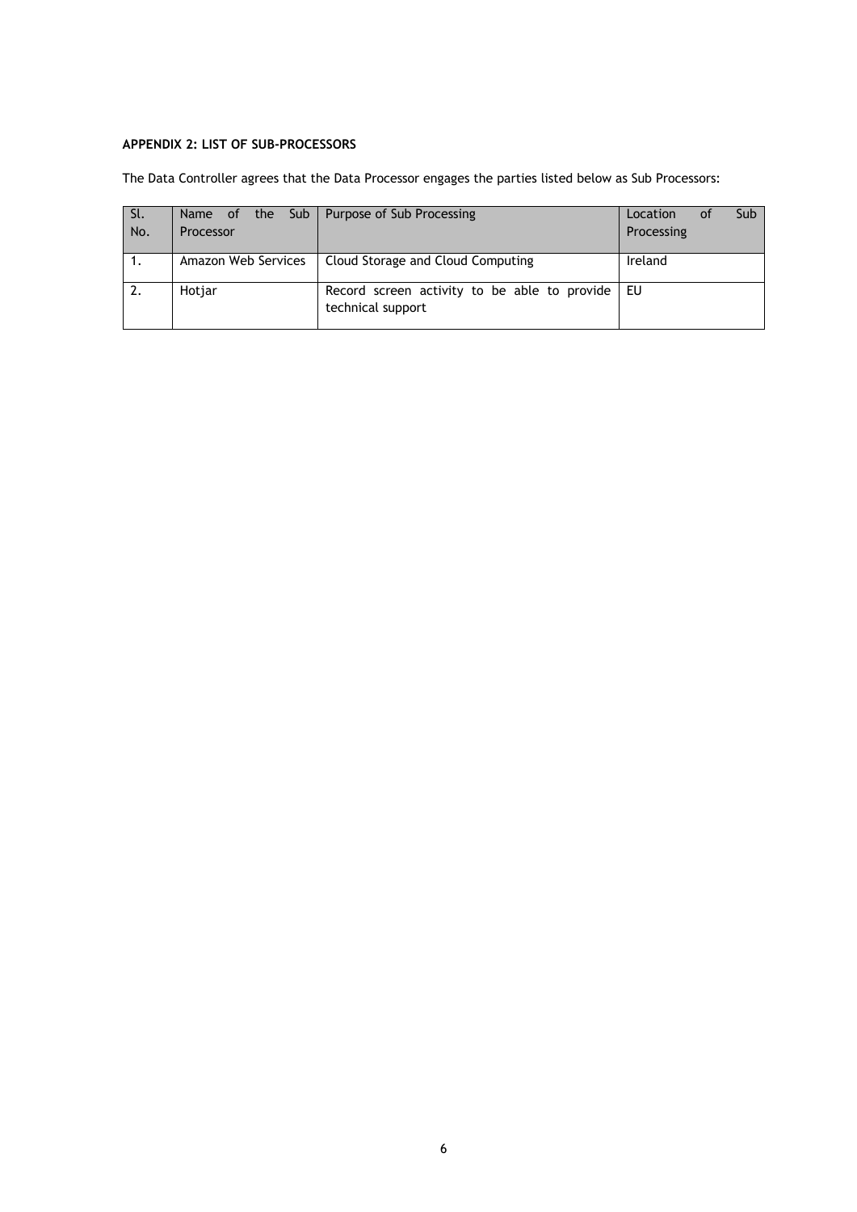**APPENDIX 2: LIST OF SUB-PROCESSORS**

The Data Controller agrees that the Data Processor engages the parties listed below as Sub Processors:

| Sl. No. | Name of the Sub Processor | Purpose of Sub Processing | Location of Sub Processing |
|---|---|---|---|
| 1. | Amazon Web Services | Cloud Storage and Cloud Computing | Ireland |
| 2. | Hotjar | Record screen activity to be able to provide technical support | EU |